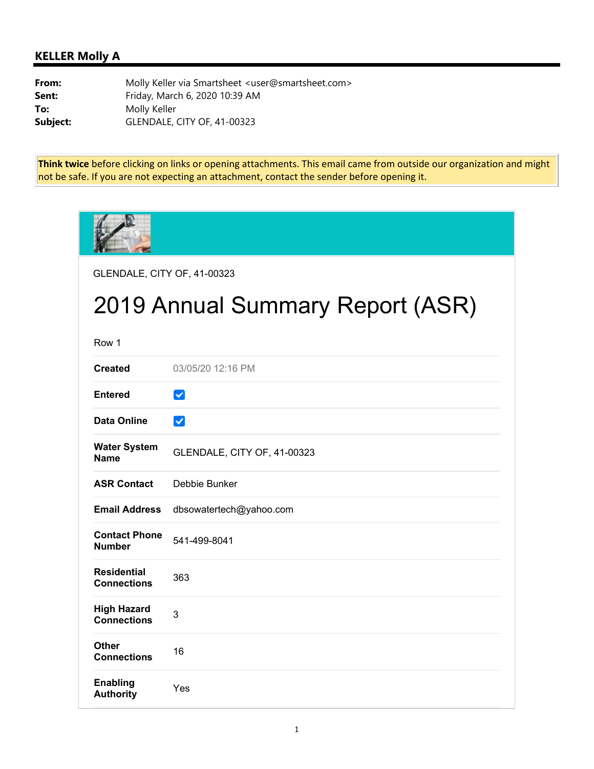## KELLER Molly A

**From:** Molly Keller via Smartsheet <user@smartsheet.com>
**Sent:** Friday, March 6, 2020 10:39 AM
**To:** Molly Keller
**Subject:** GLENDALE, CITY OF, 41-00323

**Think twice** before clicking on links or opening attachments. This email came from outside our organization and might not be safe. If you are not expecting an attachment, contact the sender before opening it.

GLENDALE, CITY OF, 41-00323

# 2019 Annual Summary Report (ASR)

Row 1

| | |
|---|---|
| **Created** | 03/05/20 12:16 PM |
| **Entered** | ☑ |
| **Data Online** | ☑ |
| **Water System Name** | GLENDALE, CITY OF, 41-00323 |
| **ASR Contact** | Debbie Bunker |
| **Email Address** | dbsowatertech@yahoo.com |
| **Contact Phone Number** | 541-499-8041 |
| **Residential Connections** | 363 |
| **High Hazard Connections** | 3 |
| **Other Connections** | 16 |
| **Enabling Authority** | Yes |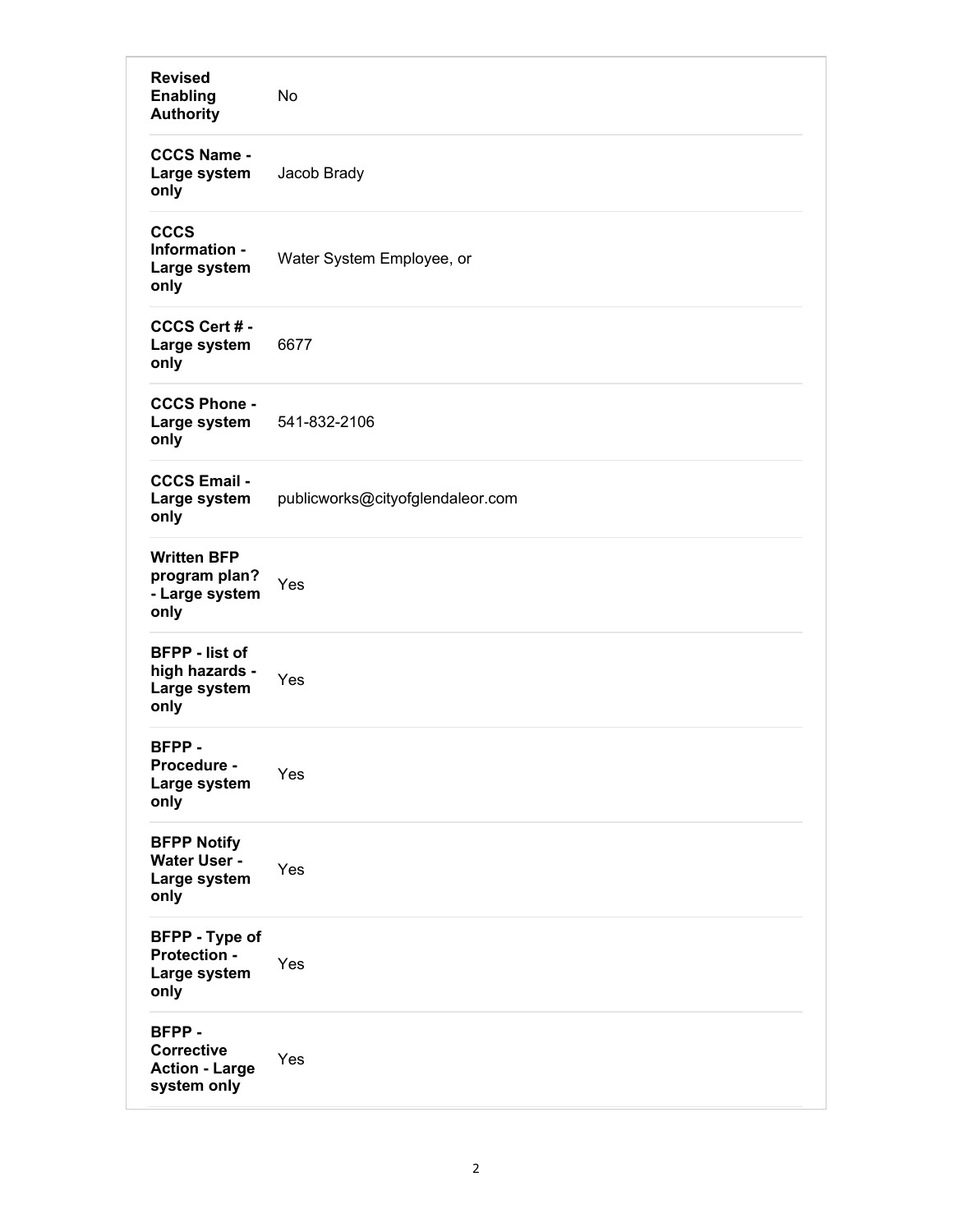| | |
|---|---|
| **Revised Enabling Authority** | No |
| **CCCS Name - Large system only** | Jacob Brady |
| **CCCS Information - Large system only** | Water System Employee, or |
| **CCCS Cert # - Large system only** | 6677 |
| **CCCS Phone - Large system only** | 541-832-2106 |
| **CCCS Email - Large system only** | publicworks@cityofglendaleor.com |
| **Written BFP program plan? - Large system only** | Yes |
| **BFPP - list of high hazards - Large system only** | Yes |
| **BFPP - Procedure - Large system only** | Yes |
| **BFPP Notify Water User - Large system only** | Yes |
| **BFPP - Type of Protection - Large system only** | Yes |
| **BFPP - Corrective Action - Large system only** | Yes |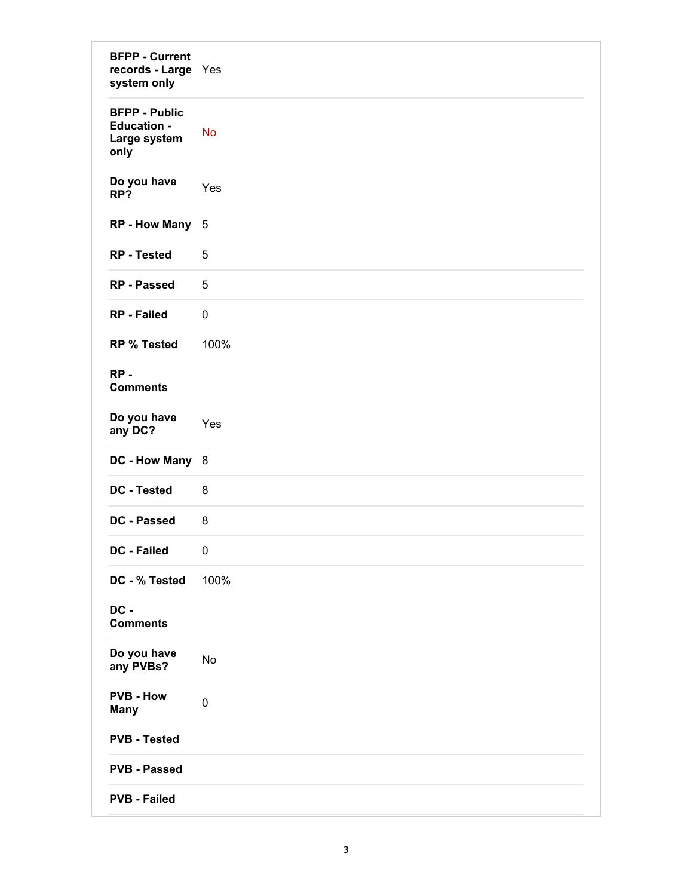| | |
|---|---|
| **BFPP - Current records - Large system only** | Yes |
| **BFPP - Public Education - Large system only** | No |
| **Do you have RP?** | Yes |
| **RP - How Many** | 5 |
| **RP - Tested** | 5 |
| **RP - Passed** | 5 |
| **RP - Failed** | 0 |
| **RP % Tested** | 100% |
| **RP - Comments** | |
| **Do you have any DC?** | Yes |
| **DC - How Many** | 8 |
| **DC - Tested** | 8 |
| **DC - Passed** | 8 |
| **DC - Failed** | 0 |
| **DC - % Tested** | 100% |
| **DC - Comments** | |
| **Do you have any PVBs?** | No |
| **PVB - How Many** | 0 |
| **PVB - Tested** | |
| **PVB - Passed** | |
| **PVB - Failed** | |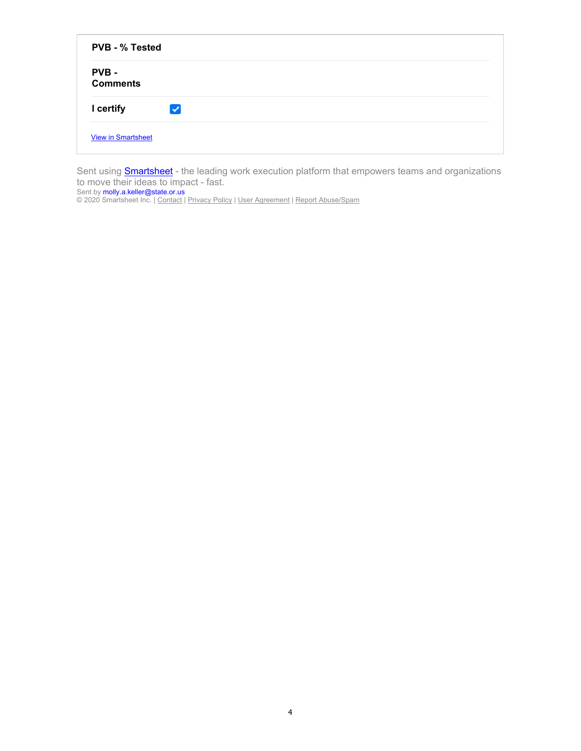| | |
|---|---|
| **PVB - % Tested** | |
| **PVB - Comments** | |
| **I certify** | ☑ |

View in Smartsheet

Sent using Smartsheet - the leading work execution platform that empowers teams and organizations to move their ideas to impact - fast.
Sent by molly.a.keller@state.or.us
© 2020 Smartsheet Inc. | Contact | Privacy Policy | User Agreement | Report Abuse/Spam